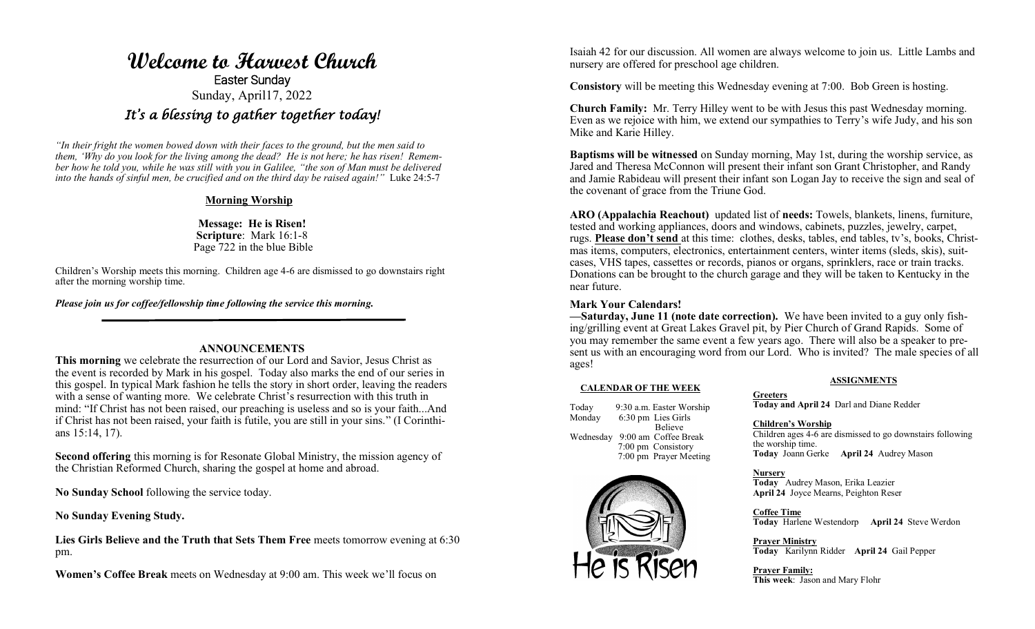# Welcome to Harvest Church

Easter Sunday

Sunday, April17, 2022

## *It's a blessing to gather together today!*

*"In their fright the women bowed down with their faces to the ground, but the men said to them, 'Why do you look for the living among the dead? He is not here; he has risen! Remember how he told you, while he was still with you in Galilee, "the son of Man must be delivered into the hands of sinful men, be crucified and on the third day be raised again!"* Luke 24:5-7

### Morning Worship

**Message: He is Risen!**
**Scripture**: Mark 16:1-8
Page 722 in the blue Bible

Children's Worship meets this morning. Children age 4-6 are dismissed to go downstairs right after the morning worship time.

***Please join us for coffee/fellowship time following the service this morning.***

---

### ANNOUNCEMENTS

**This morning** we celebrate the resurrection of our Lord and Savior, Jesus Christ as the event is recorded by Mark in his gospel. Today also marks the end of our series in this gospel. In typical Mark fashion he tells the story in short order, leaving the readers with a sense of wanting more. We celebrate Christ's resurrection with this truth in mind: "If Christ has not been raised, our preaching is useless and so is your faith...And if Christ has not been raised, your faith is futile, you are still in your sins." (I Corinthians 15:14, 17).

**Second offering** this morning is for Resonate Global Ministry, the mission agency of the Christian Reformed Church, sharing the gospel at home and abroad.

**No Sunday School** following the service today.

**No Sunday Evening Study.**

**Lies Girls Believe and the Truth that Sets Them Free** meets tomorrow evening at 6:30 pm.

**Women's Coffee Break** meets on Wednesday at 9:00 am. This week we'll focus on Isaiah 42 for our discussion. All women are always welcome to join us. Little Lambs and nursery are offered for preschool age children.

**Consistory** will be meeting this Wednesday evening at 7:00. Bob Green is hosting.

**Church Family:** Mr. Terry Hilley went to be with Jesus this past Wednesday morning. Even as we rejoice with him, we extend our sympathies to Terry's wife Judy, and his son Mike and Karie Hilley.

**Baptisms will be witnessed** on Sunday morning, May 1st, during the worship service, as Jared and Theresa McConnon will present their infant son Grant Christopher, and Randy and Jamie Rabideau will present their infant son Logan Jay to receive the sign and seal of the covenant of grace from the Triune God.

**ARO (Appalachia Reachout)** updated list of **needs:** Towels, blankets, linens, furniture, tested and working appliances, doors and windows, cabinets, puzzles, jewelry, carpet, rugs. **Please don't send** at this time: clothes, desks, tables, end tables, tv's, books, Christmas items, computers, electronics, entertainment centers, winter items (sleds, skis), suitcases, VHS tapes, cassettes or records, pianos or organs, sprinklers, race or train tracks. Donations can be brought to the church garage and they will be taken to Kentucky in the near future.

### Mark Your Calendars!

**—Saturday, June 11 (note date correction).** We have been invited to a guy only fishing/grilling event at Great Lakes Gravel pit, by Pier Church of Grand Rapids. Some of you may remember the same event a few years ago. There will also be a speaker to present us with an encouraging word from our Lord. Who is invited? The male species of all ages!

### CALENDAR OF THE WEEK

| | | |
|---|---|---|
| Today | 9:30 a.m. | Easter Worship |
| Monday | 6:30 pm | Lies Girls Believe |
| Wednesday | 9:00 am | Coffee Break |
| | 7:00 pm | Consistory |
| | 7:00 pm | Prayer Meeting |

He is Risen

### ASSIGNMENTS

**Greeters**
**Today and April 24** Darl and Diane Redder

**Children's Worship**
Children ages 4-6 are dismissed to go downstairs following the worship time.
**Today** Joann Gerke **April 24** Audrey Mason

**Nursery**
**Today** Audrey Mason, Erika Leazier
**April 24** Joyce Mearns, Peighton Reser

**Coffee Time**
**Today** Harlene Westendorp **April 24** Steve Werdon

**Prayer Ministry**
**Today** Karilynn Ridder **April 24** Gail Pepper

**Prayer Family:**
**This week**: Jason and Mary Flohr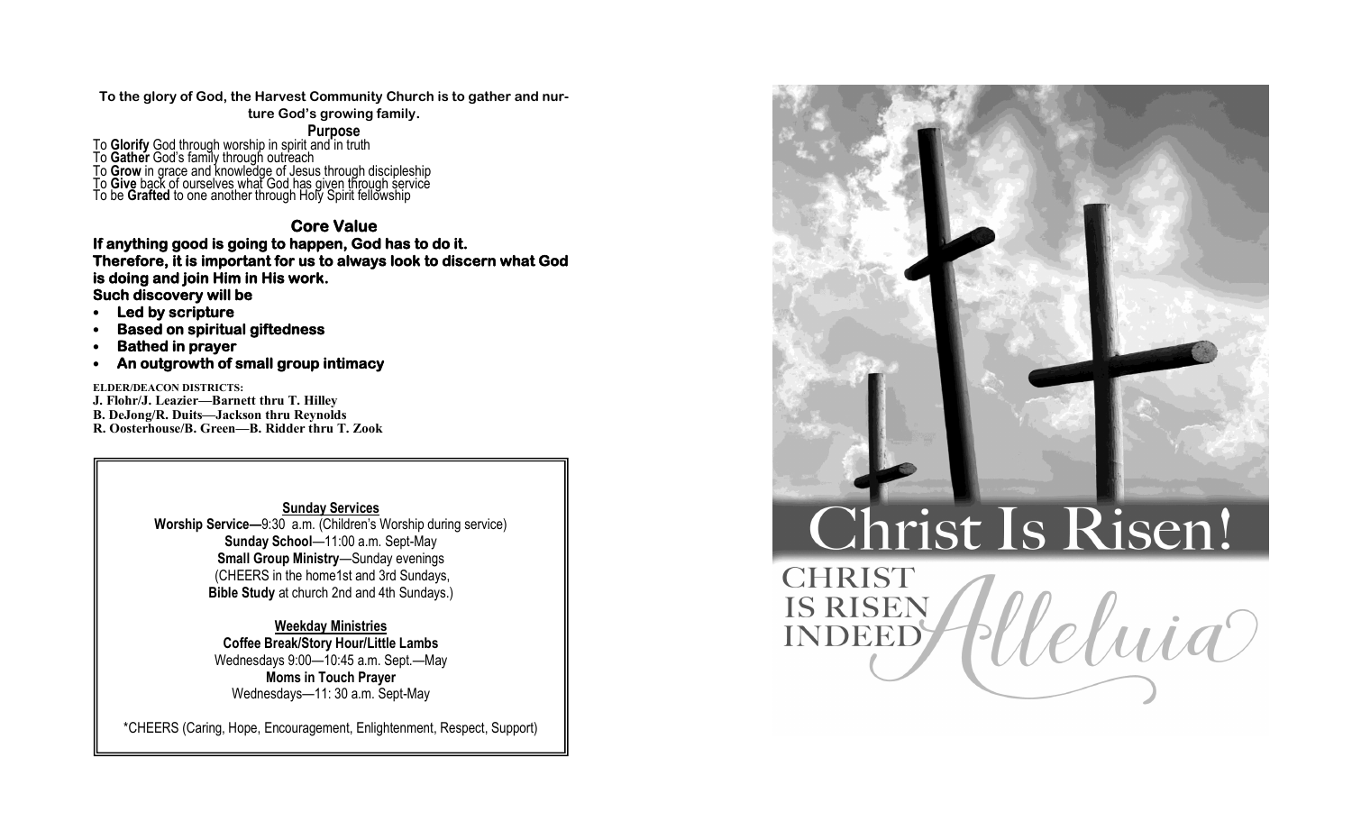**To the glory of God, the Harvest Community Church is to gather and nurture God's growing family.**

### Purpose

To **Glorify** God through worship in spirit and in truth
To **Gather** God's family through outreach
To **Grow** in grace and knowledge of Jesus through discipleship
To **Give** back of ourselves what God has given through service
To be **Grafted** to one another through Holy Spirit fellowship

### Core Value

**If anything good is going to happen, God has to do it.**
**Therefore, it is important for us to always look to discern what God is doing and join Him in His work.**
**Such discovery will be**

- **Led by scripture**
- **Based on spiritual giftedness**
- **Bathed in prayer**
- **An outgrowth of small group intimacy**

**ELDER/DEACON DISTRICTS:**
**J. Flohr/J. Leazier—Barnett thru T. Hilley**
**B. DeJong/R. Duits—Jackson thru Reynolds**
**R. Oosterhouse/B. Green—B. Ridder thru T. Zook**

**Sunday Services**

**Worship Service—**9:30 a.m. (Children's Worship during service)
**Sunday School**—11:00 a.m. Sept-May
**Small Group Ministry**—Sunday evenings
(CHEERS in the home1st and 3rd Sundays,
**Bible Study** at church 2nd and 4th Sundays.)

**Weekday Ministries**

**Coffee Break/Story Hour/Little Lambs**
Wednesdays 9:00—10:45 a.m. Sept.—May
**Moms in Touch Prayer**
Wednesdays—11: 30 a.m. Sept-May

*CHEERS (Caring, Hope, Encouragement, Enlightenment, Respect, Support)

# Christ Is Risen!

CHRIST IS RISEN INDEED Alleluia